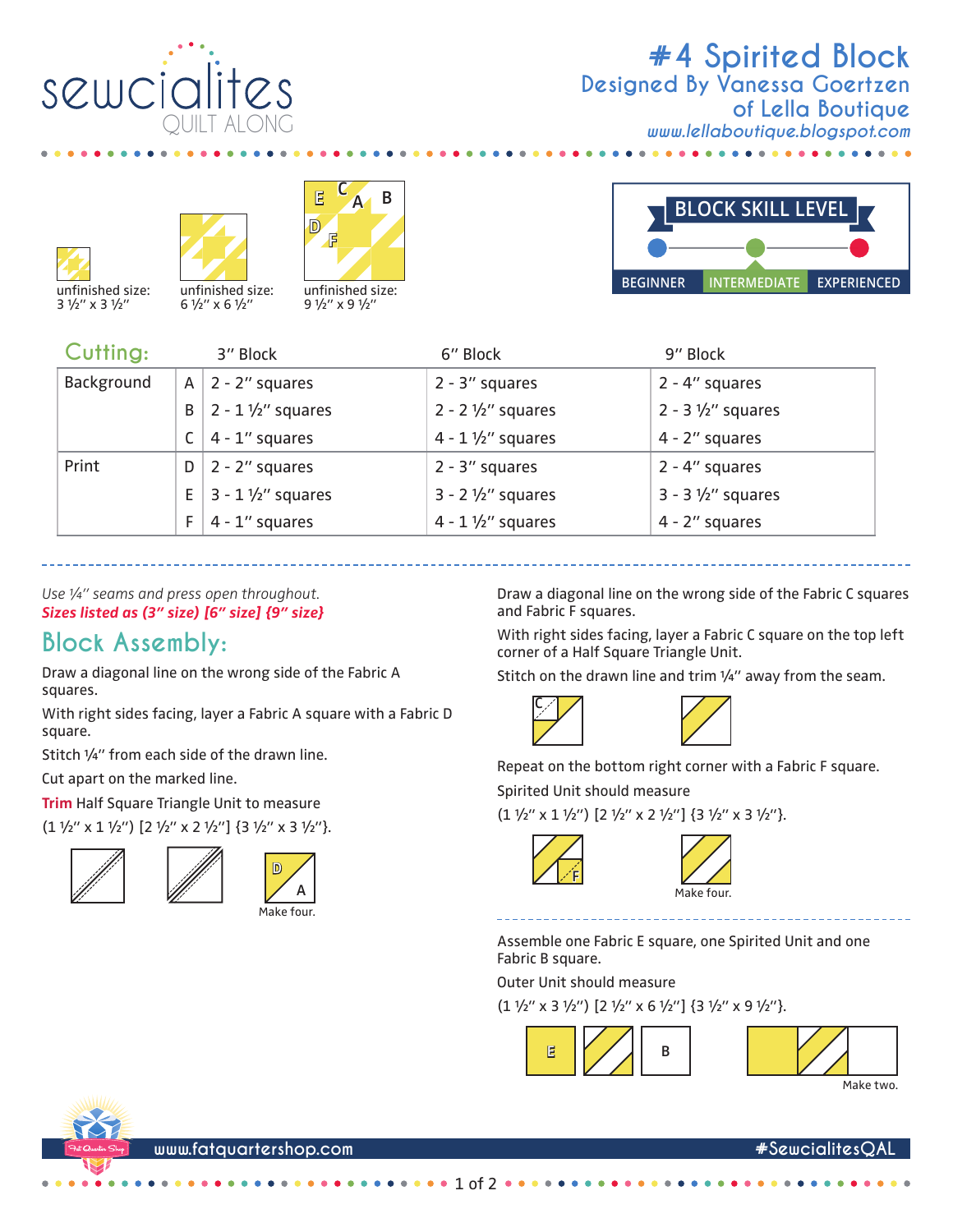# #4 Spirited Block

## Designed By Vanessa Goertzen of Lella Boutique

www.lellaboutique.blogspot.com

unfinished size: 3 ½" x 3 ½"

unfinished size: 6 ½" x 6 ½"

unfinished size: 9 ½" x 9 ½"

BLOCK SKILL LEVEL

BEGINNER | **INTERMEDIATE** | EXPERIENCED

## Cutting:

| | | 3" Block | 6" Block | 9" Block |
|---|---|---|---|---|
| Background | A | 2 - 2" squares | 2 - 3" squares | 2 - 4" squares |
| | B | 2 - 1 ½" squares | 2 - 2 ½" squares | 2 - 3 ½" squares |
| | C | 4 - 1" squares | 4 - 1 ½" squares | 4 - 2" squares |
| Print | D | 2 - 2" squares | 2 - 3" squares | 2 - 4" squares |
| | E | 3 - 1 ½" squares | 3 - 2 ½" squares | 3 - 3 ½" squares |
| | F | 4 - 1" squares | 4 - 1 ½" squares | 4 - 2" squares |

*Use ¼" seams and press open throughout.*

***Sizes listed as (3" size) [6" size] {9" size}***

## Block Assembly:

Draw a diagonal line on the wrong side of the Fabric A squares.

With right sides facing, layer a Fabric A square with a Fabric D square.

Stitch ¼" from each side of the drawn line.

Cut apart on the marked line.

**Trim** Half Square Triangle Unit to measure (1 ½" x 1 ½") [2 ½" x 2 ½"] {3 ½" x 3 ½"}.

Make four.

Draw a diagonal line on the wrong side of the Fabric C squares and Fabric F squares.

With right sides facing, layer a Fabric C square on the top left corner of a Half Square Triangle Unit.

Stitch on the drawn line and trim ¼" away from the seam.

Repeat on the bottom right corner with a Fabric F square.

Spirited Unit should measure (1 ½" x 1 ½") [2 ½" x 2 ½"] {3 ½" x 3 ½"}.

Make four.

Assemble one Fabric E square, one Spirited Unit and one Fabric B square.

Outer Unit should measure (1 ½" x 3 ½") [2 ½" x 6 ½"] {3 ½" x 9 ½"}.

Make two.

www.fatquartershop.com #SewcialitesQAL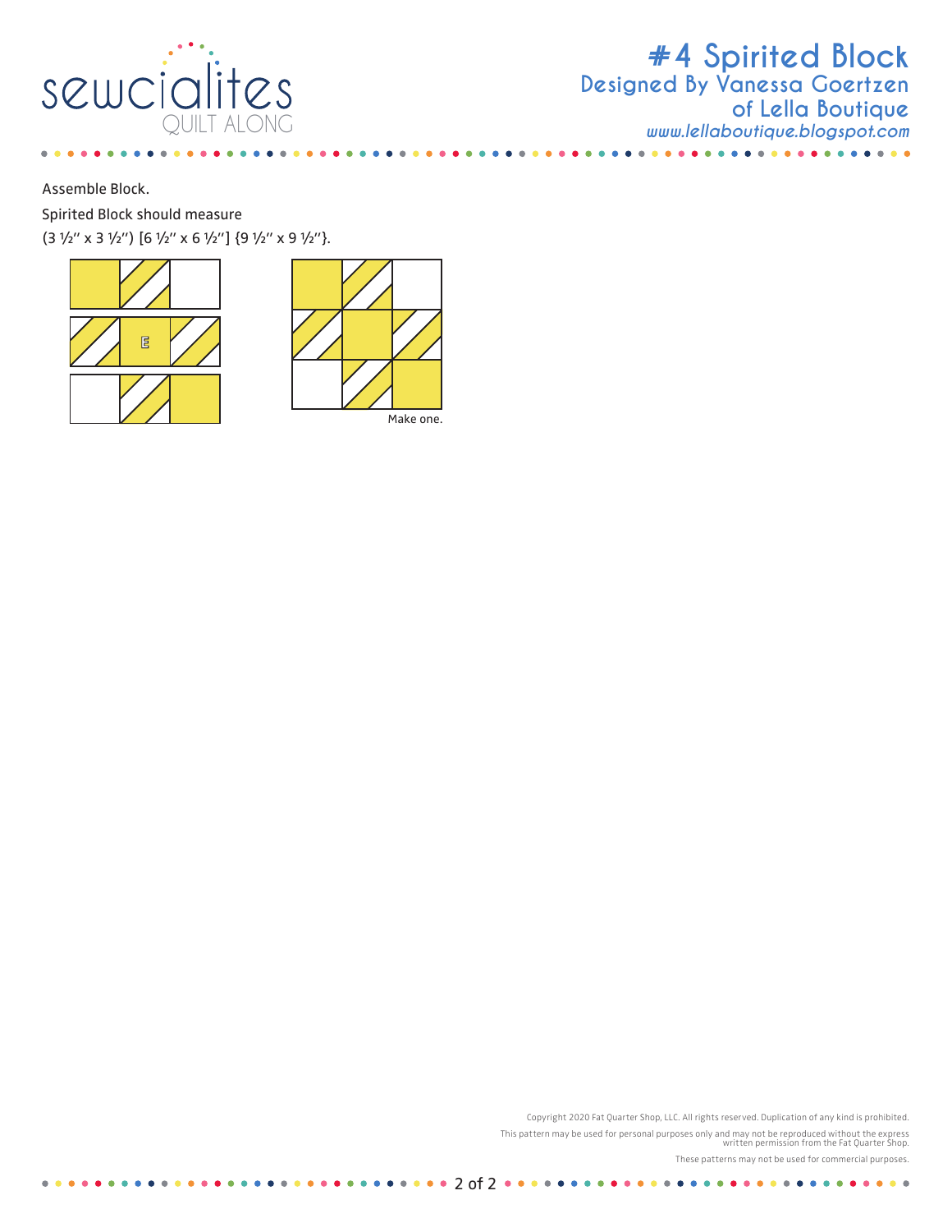Assemble Block.

Spirited Block should measure

(3 ½" x 3 ½") [6 ½" x 6 ½"] {9 ½" x 9 ½"}.

E

Make one.

Copyright 2020 Fat Quarter Shop, LLC. All rights reserved. Duplication of any kind is prohibited.

This pattern may be used for personal purposes only and may not be reproduced without the express written permission from the Fat Quarter Shop.

These patterns may not be used for commercial purposes.